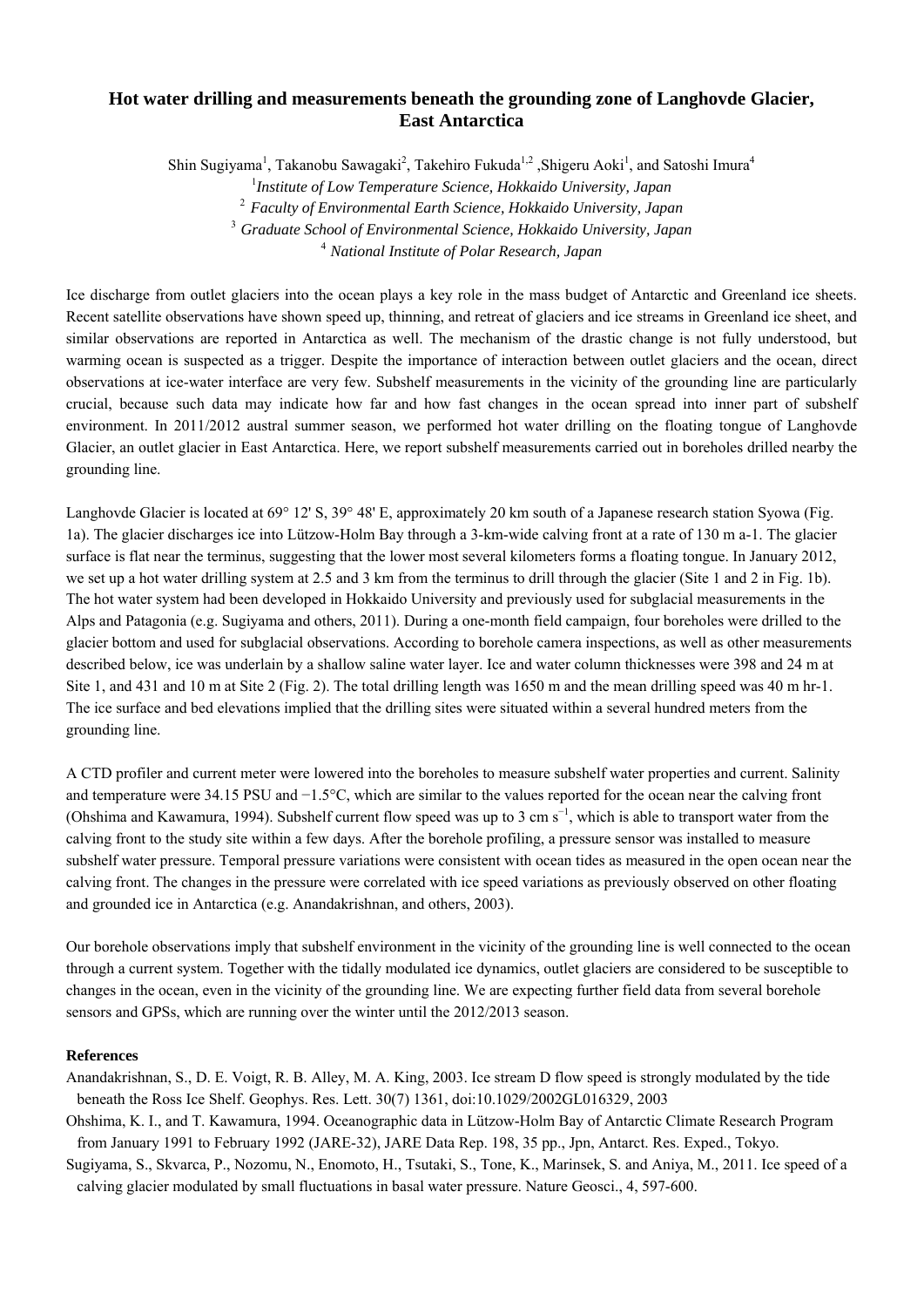# Hot water drilling and measurements beneath the grounding zone of Langhovde Glacier, East Antarctica

Shin Sugiyama[1], Takanobu Sawagaki[2], Takehiro Fukuda[1,2], Shigeru Aoki[1], and Satoshi Imura[4]

[1] *Institute of Low Temperature Science, Hokkaido University, Japan*

[2] *Faculty of Environmental Earth Science, Hokkaido University, Japan*

[3] *Graduate School of Environmental Science, Hokkaido University, Japan*

[4] *National Institute of Polar Research, Japan*

Ice discharge from outlet glaciers into the ocean plays a key role in the mass budget of Antarctic and Greenland ice sheets. Recent satellite observations have shown speed up, thinning, and retreat of glaciers and ice streams in Greenland ice sheet, and similar observations are reported in Antarctica as well. The mechanism of the drastic change is not fully understood, but warming ocean is suspected as a trigger. Despite the importance of interaction between outlet glaciers and the ocean, direct observations at ice-water interface are very few. Subshelf measurements in the vicinity of the grounding line are particularly crucial, because such data may indicate how far and how fast changes in the ocean spread into inner part of subshelf environment. In 2011/2012 austral summer season, we performed hot water drilling on the floating tongue of Langhovde Glacier, an outlet glacier in East Antarctica. Here, we report subshelf measurements carried out in boreholes drilled nearby the grounding line.

Langhovde Glacier is located at 69° 12' S, 39° 48' E, approximately 20 km south of a Japanese research station Syowa (Fig. 1a). The glacier discharges ice into Lützow-Holm Bay through a 3-km-wide calving front at a rate of 130 m a-1. The glacier surface is flat near the terminus, suggesting that the lower most several kilometers forms a floating tongue. In January 2012, we set up a hot water drilling system at 2.5 and 3 km from the terminus to drill through the glacier (Site 1 and 2 in Fig. 1b). The hot water system had been developed in Hokkaido University and previously used for subglacial measurements in the Alps and Patagonia (e.g. Sugiyama and others, 2011). During a one-month field campaign, four boreholes were drilled to the glacier bottom and used for subglacial observations. According to borehole camera inspections, as well as other measurements described below, ice was underlain by a shallow saline water layer. Ice and water column thicknesses were 398 and 24 m at Site 1, and 431 and 10 m at Site 2 (Fig. 2). The total drilling length was 1650 m and the mean drilling speed was 40 m hr-1. The ice surface and bed elevations implied that the drilling sites were situated within a several hundred meters from the grounding line.

A CTD profiler and current meter were lowered into the boreholes to measure subshelf water properties and current. Salinity and temperature were 34.15 PSU and −1.5°C, which are similar to the values reported for the ocean near the calving front (Ohshima and Kawamura, 1994). Subshelf current flow speed was up to 3 cm $s^{-1}$, which is able to transport water from the calving front to the study site within a few days. After the borehole profiling, a pressure sensor was installed to measure subshelf water pressure. Temporal pressure variations were consistent with ocean tides as measured in the open ocean near the calving front. The changes in the pressure were correlated with ice speed variations as previously observed on other floating and grounded ice in Antarctica (e.g. Anandakrishnan, and others, 2003).

Our borehole observations imply that subshelf environment in the vicinity of the grounding line is well connected to the ocean through a current system. Together with the tidally modulated ice dynamics, outlet glaciers are considered to be susceptible to changes in the ocean, even in the vicinity of the grounding line. We are expecting further field data from several borehole sensors and GPSs, which are running over the winter until the 2012/2013 season.

**References**

Anandakrishnan, S., D. E. Voigt, R. B. Alley, M. A. King, 2003. Ice stream D flow speed is strongly modulated by the tide beneath the Ross Ice Shelf. Geophys. Res. Lett. 30(7) 1361, doi:10.1029/2002GL016329, 2003

Ohshima, K. I., and T. Kawamura, 1994. Oceanographic data in Lützow-Holm Bay of Antarctic Climate Research Program from January 1991 to February 1992 (JARE-32), JARE Data Rep. 198, 35 pp., Jpn, Antarct. Res. Exped., Tokyo.

Sugiyama, S., Skvarca, P., Nozomu, N., Enomoto, H., Tsutaki, S., Tone, K., Marinsek, S. and Aniya, M., 2011. Ice speed of a calving glacier modulated by small fluctuations in basal water pressure. Nature Geosci., 4, 597-600.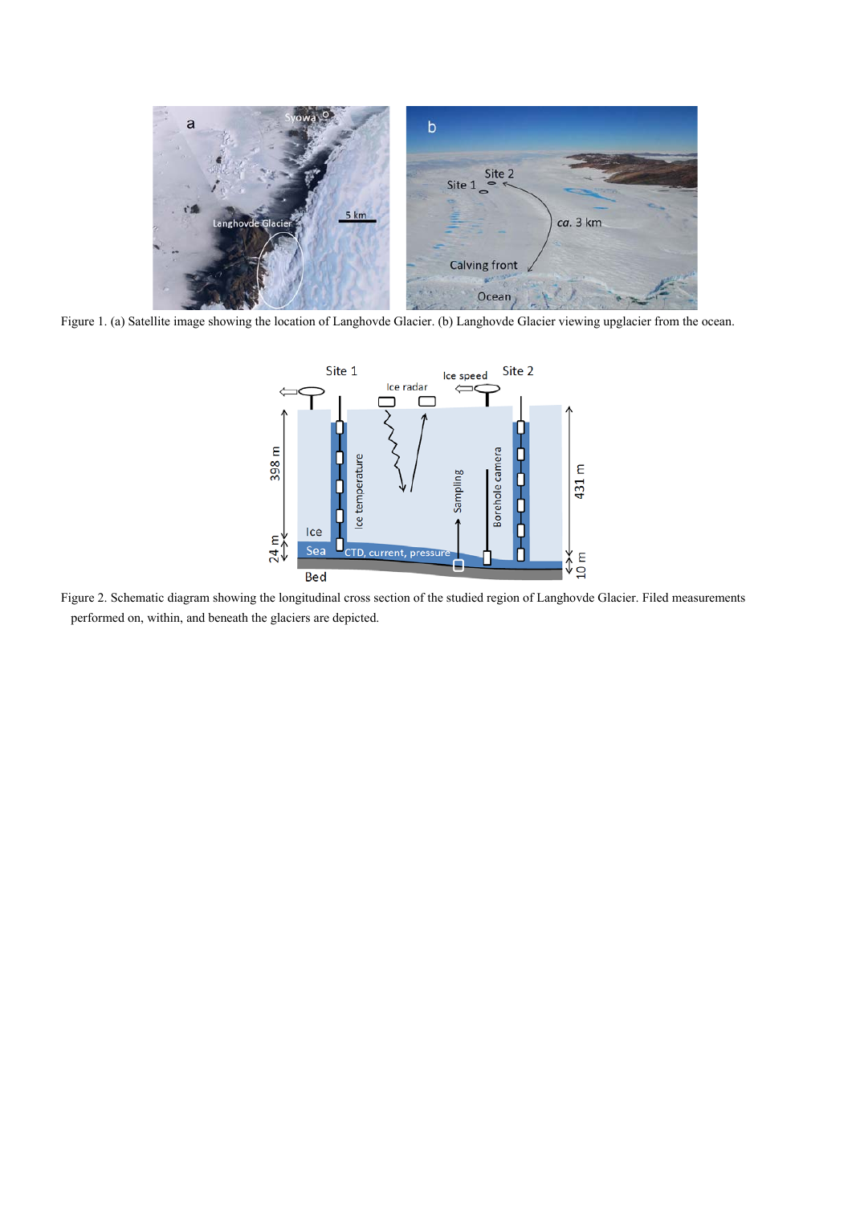Figure 1. (a) Satellite image showing the location of Langhovde Glacier. (b) Langhovde Glacier viewing upglacier from the ocean.

Figure 2. Schematic diagram showing the longitudinal cross section of the studied region of Langhovde Glacier. Filed measurements performed on, within, and beneath the glaciers are depicted.